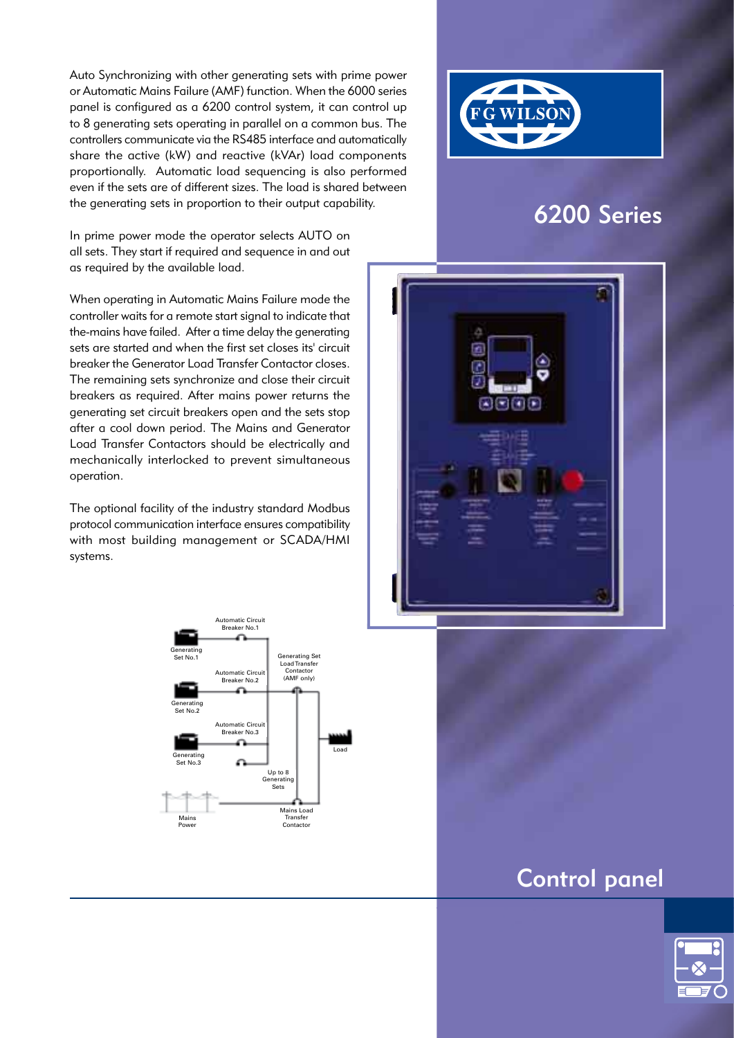# 6200 Series

## Control panel

Auto Synchronizing with other generating sets with prime power or Automatic Mains Failure (AMF) function. When the 6000 series panel is configured as a 6200 control system, it can control up to 8 generating sets operating in parallel on a common bus. The controllers communicate via the RS485 interface and automatically share the active (kW) and reactive (kVAr) load components proportionally. Automatic load sequencing is also performed even if the sets are of different sizes. The load is shared between the generating sets in proportion to their output capability.

In prime power mode the operator selects AUTO on all sets. They start if required and sequence in and out as required by the available load.

When operating in Automatic Mains Failure mode the controller waits for a remote start signal to indicate that the-mains have failed. After a time delay the generating sets are started and when the first set closes its' circuit breaker the Generator Load Transfer Contactor closes. The remaining sets synchronize and close their circuit breakers as required. After mains power returns the generating set circuit breakers open and the sets stop after a cool down period. The Mains and Generator Load Transfer Contactors should be electrically and mechanically interlocked to prevent simultaneous operation.

The optional facility of the industry standard Modbus protocol communication interface ensures compatibility with most building management or SCADA/HMI systems.

Automatic Circuit Breaker No.1

Generating Set No.1

Automatic Circuit Breaker No.2

Generating Set No.2

Automatic Circuit Breaker No.3

Generating Set No.3

Generating Set Load Transfer Contactor (AMF only)

Load

Up to 8 Generating Sets

Mains Power

Mains Load Transfer Contactor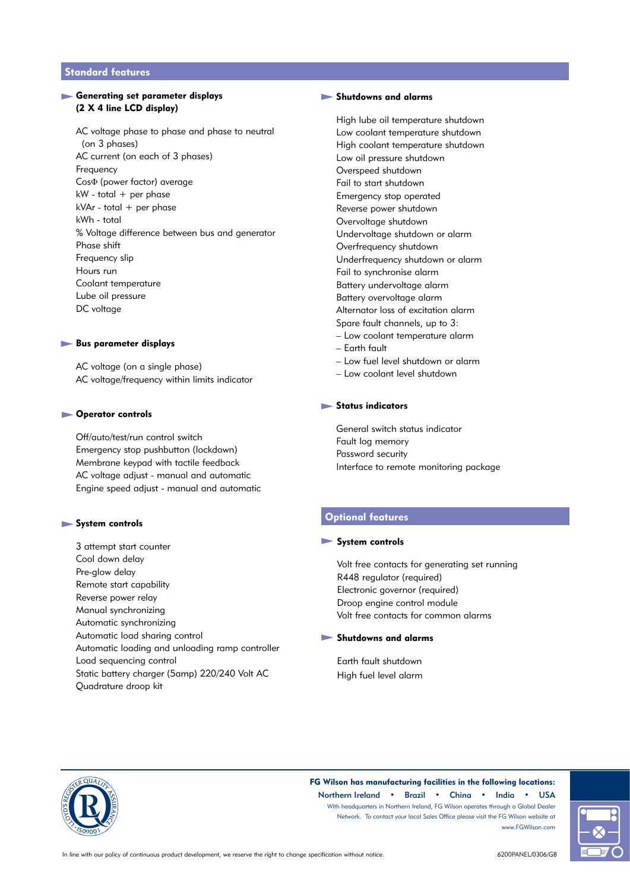## Standard features

### Generating set parameter displays (2 X 4 line LCD display)

AC voltage phase to phase and phase to neutral (on 3 phases)
AC current (on each of 3 phases)
Frequency
CosΦ (power factor) average
kW - total + per phase
kVAr - total + per phase
kWh - total
% Voltage difference between bus and generator
Phase shift
Frequency slip
Hours run
Coolant temperature
Lube oil pressure
DC voltage

### Bus parameter displays

AC voltage (on a single phase)
AC voltage/frequency within limits indicator

### Operator controls

Off/auto/test/run control switch
Emergency stop pushbutton (lockdown)
Membrane keypad with tactile feedback
AC voltage adjust - manual and automatic
Engine speed adjust - manual and automatic

### System controls

3 attempt start counter
Cool down delay
Pre-glow delay
Remote start capability
Reverse power relay
Manual synchronizing
Automatic synchronizing
Automatic load sharing control
Automatic loading and unloading ramp controller
Load sequencing control
Static battery charger (5amp) 220/240 Volt AC
Quadrature droop kit

### Shutdowns and alarms

High lube oil temperature shutdown
Low coolant temperature shutdown
High coolant temperature shutdown
Low oil pressure shutdown
Overspeed shutdown
Fail to start shutdown
Emergency stop operated
Reverse power shutdown
Overvoltage shutdown
Undervoltage shutdown or alarm
Overfrequency shutdown
Underfrequency shutdown or alarm
Fail to synchronise alarm
Battery undervoltage alarm
Battery overvoltage alarm
Alternator loss of excitation alarm
Spare fault channels, up to 3:
– Low coolant temperature alarm
– Earth fault
– Low fuel level shutdown or alarm
– Low coolant level shutdown

### Status indicators

General switch status indicator
Fault log memory
Password security
Interface to remote monitoring package

## Optional features

### System controls

Volt free contacts for generating set running
R448 regulator (required)
Electronic governor (required)
Droop engine control module
Volt free contacts for common alarms

### Shutdowns and alarms

Earth fault shutdown
High fuel level alarm

**FG Wilson has manufacturing facilities in the following locations:**
Northern Ireland • Brazil • China • India • USA
With headquarters in Northern Ireland, FG Wilson operates through a Global Dealer Network. To contact your local Sales Office please visit the FG Wilson website at www.FGWilson.com

In line with our policy of continuous product development, we reserve the right to change specification without notice.

6200PANEL/0306/GB